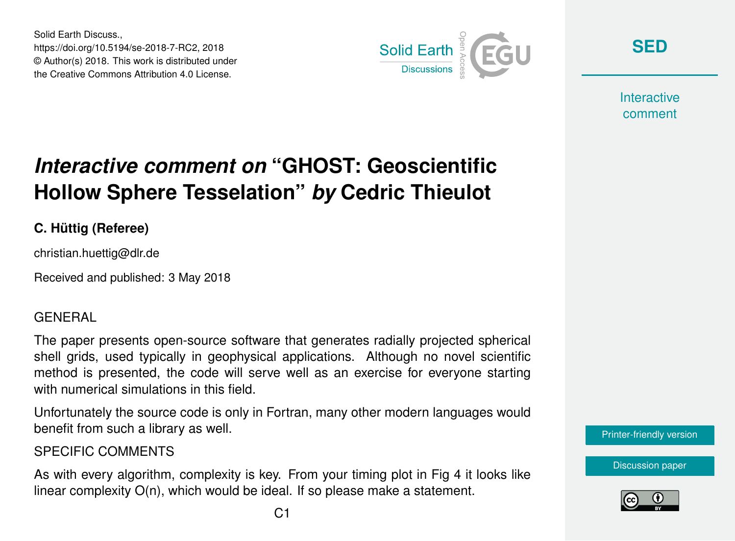Solid Earth Discuss.,
https://doi.org/10.5194/se-2018-7-RC2, 2018
© Author(s) 2018. This work is distributed under
the Creative Commons Attribution 4.0 License.

# *Interactive comment on* "GHOST: Geoscientific Hollow Sphere Tesselation" *by* Cedric Thieulot

**C. Hüttig (Referee)**

christian.huettig@dlr.de

Received and published: 3 May 2018

## GENERAL

The paper presents open-source software that generates radially projected spherical shell grids, used typically in geophysical applications. Although no novel scientific method is presented, the code will serve well as an exercise for everyone starting with numerical simulations in this field.

Unfortunately the source code is only in Fortran, many other modern languages would benefit from such a library as well.

## SPECIFIC COMMENTS

As with every algorithm, complexity is key. From your timing plot in Fig 4 it looks like linear complexity O(n), which would be ideal. If so please make a statement.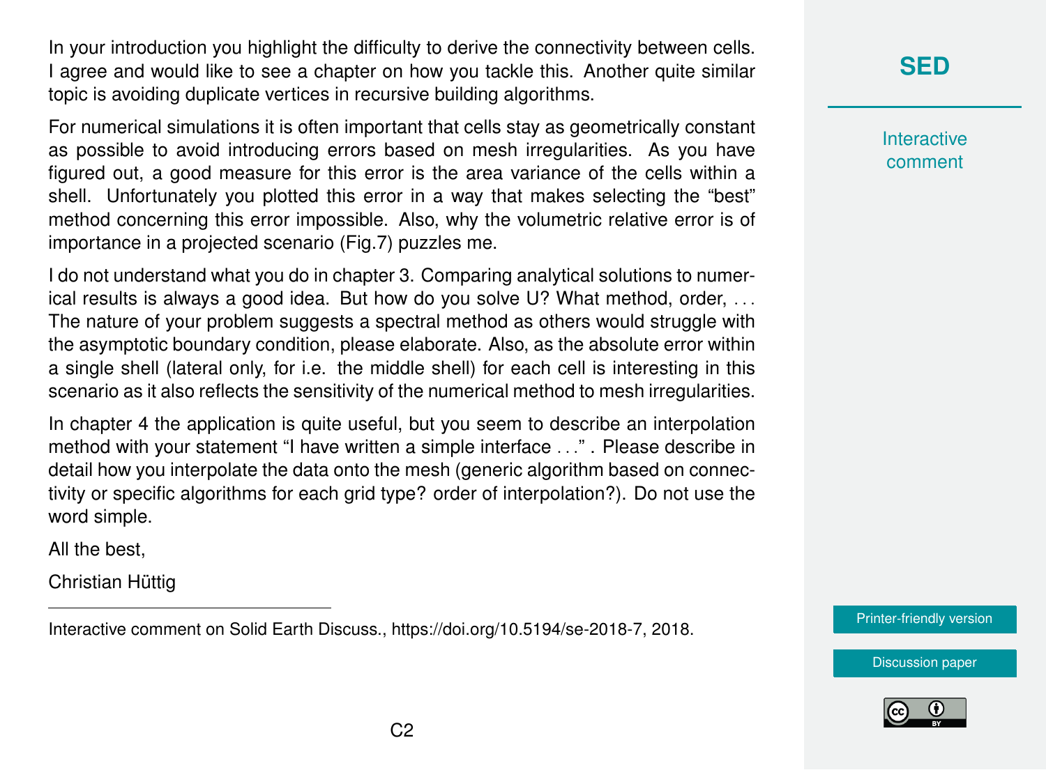In your introduction you highlight the difficulty to derive the connectivity between cells. I agree and would like to see a chapter on how you tackle this. Another quite similar topic is avoiding duplicate vertices in recursive building algorithms.

For numerical simulations it is often important that cells stay as geometrically constant as possible to avoid introducing errors based on mesh irregularities. As you have figured out, a good measure for this error is the area variance of the cells within a shell. Unfortunately you plotted this error in a way that makes selecting the "best" method concerning this error impossible. Also, why the volumetric relative error is of importance in a projected scenario (Fig.7) puzzles me.

I do not understand what you do in chapter 3. Comparing analytical solutions to numerical results is always a good idea. But how do you solve U? What method, order, ... The nature of your problem suggests a spectral method as others would struggle with the asymptotic boundary condition, please elaborate. Also, as the absolute error within a single shell (lateral only, for i.e. the middle shell) for each cell is interesting in this scenario as it also reflects the sensitivity of the numerical method to mesh irregularities.

In chapter 4 the application is quite useful, but you seem to describe an interpolation method with your statement "I have written a simple interface ..." . Please describe in detail how you interpolate the data onto the mesh (generic algorithm based on connectivity or specific algorithms for each grid type? order of interpolation?). Do not use the word simple.

All the best,

Christian Hüttig

---

Interactive comment on Solid Earth Discuss., https://doi.org/10.5194/se-2018-7, 2018.